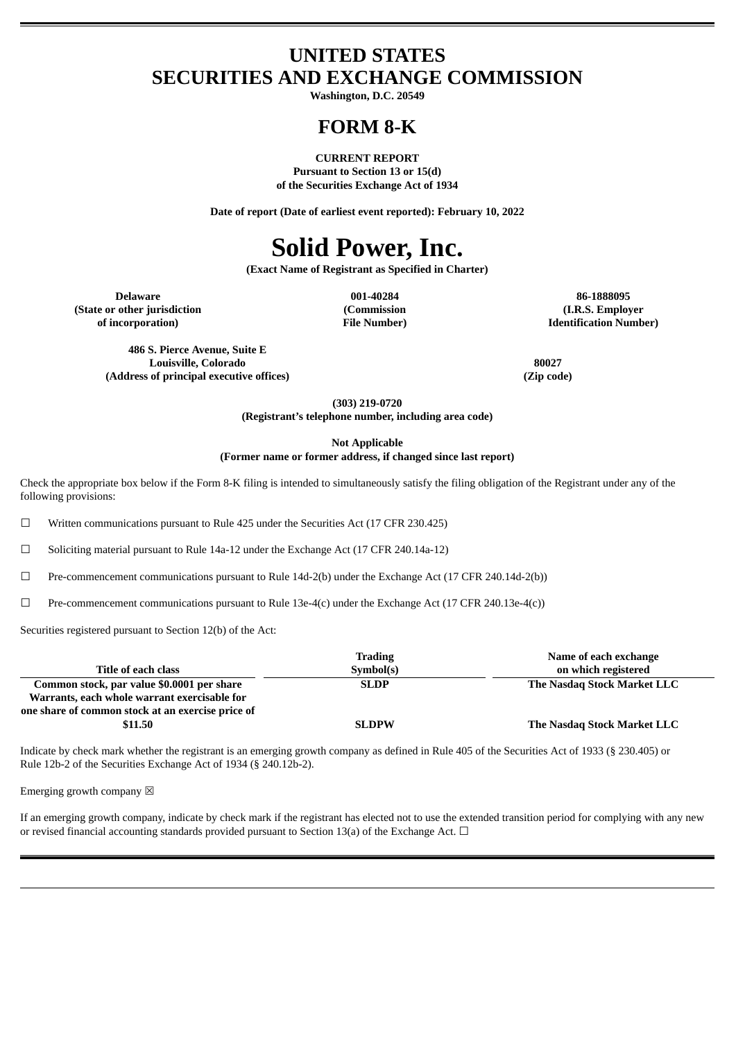# UNITED STATES
# SECURITIES AND EXCHANGE COMMISSION

**Washington, D.C. 20549**

# FORM 8-K

**CURRENT REPORT**
**Pursuant to Section 13 or 15(d)**
**of the Securities Exchange Act of 1934**

**Date of report (Date of earliest event reported): February 10, 2022**

# Solid Power, Inc.

**(Exact Name of Registrant as Specified in Charter)**

| Delaware | 001-40284 | 86-1888095 |
|---|---|---|
| (State or other jurisdiction of incorporation) | (Commission File Number) | (I.R.S. Employer Identification Number) |

| 486 S. Pierce Avenue, Suite E<br>Louisville, Colorado | 80027 |
|---|---|
| (Address of principal executive offices) | (Zip code) |

**(303) 219-0720**
**(Registrant's telephone number, including area code)**

**Not Applicable**
**(Former name or former address, if changed since last report)**

Check the appropriate box below if the Form 8-K filing is intended to simultaneously satisfy the filing obligation of the Registrant under any of the following provisions:

☐ Written communications pursuant to Rule 425 under the Securities Act (17 CFR 230.425)

☐ Soliciting material pursuant to Rule 14a-12 under the Exchange Act (17 CFR 240.14a-12)

☐ Pre-commencement communications pursuant to Rule 14d-2(b) under the Exchange Act (17 CFR 240.14d-2(b))

☐ Pre-commencement communications pursuant to Rule 13e-4(c) under the Exchange Act (17 CFR 240.13e-4(c))

Securities registered pursuant to Section 12(b) of the Act:

| Title of each class | Trading Symbol(s) | Name of each exchange on which registered |
|---|---|---|
| Common stock, par value $0.0001 per share | SLDP | The Nasdaq Stock Market LLC |
| Warrants, each whole warrant exercisable for one share of common stock at an exercise price of $11.50 | SLDPW | The Nasdaq Stock Market LLC |

Indicate by check mark whether the registrant is an emerging growth company as defined in Rule 405 of the Securities Act of 1933 (§ 230.405) or Rule 12b-2 of the Securities Exchange Act of 1934 (§ 240.12b-2).

Emerging growth company ☒

If an emerging growth company, indicate by check mark if the registrant has elected not to use the extended transition period for complying with any new or revised financial accounting standards provided pursuant to Section 13(a) of the Exchange Act. ☐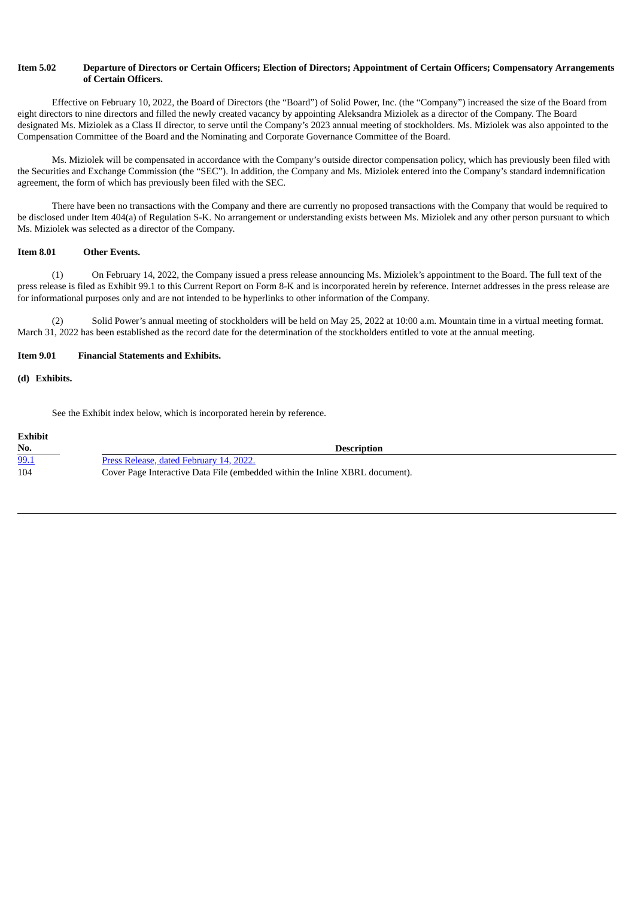**Item 5.02 Departure of Directors or Certain Officers; Election of Directors; Appointment of Certain Officers; Compensatory Arrangements of Certain Officers.**

Effective on February 10, 2022, the Board of Directors (the "Board") of Solid Power, Inc. (the "Company") increased the size of the Board from eight directors to nine directors and filled the newly created vacancy by appointing Aleksandra Miziolek as a director of the Company. The Board designated Ms. Miziolek as a Class II director, to serve until the Company's 2023 annual meeting of stockholders. Ms. Miziolek was also appointed to the Compensation Committee of the Board and the Nominating and Corporate Governance Committee of the Board.

Ms. Miziolek will be compensated in accordance with the Company's outside director compensation policy, which has previously been filed with the Securities and Exchange Commission (the "SEC"). In addition, the Company and Ms. Miziolek entered into the Company's standard indemnification agreement, the form of which has previously been filed with the SEC.

There have been no transactions with the Company and there are currently no proposed transactions with the Company that would be required to be disclosed under Item 404(a) of Regulation S-K. No arrangement or understanding exists between Ms. Miziolek and any other person pursuant to which Ms. Miziolek was selected as a director of the Company.

**Item 8.01 Other Events.**

(1) On February 14, 2022, the Company issued a press release announcing Ms. Miziolek's appointment to the Board. The full text of the press release is filed as Exhibit 99.1 to this Current Report on Form 8-K and is incorporated herein by reference. Internet addresses in the press release are for informational purposes only and are not intended to be hyperlinks to other information of the Company.

(2) Solid Power's annual meeting of stockholders will be held on May 25, 2022 at 10:00 a.m. Mountain time in a virtual meeting format. March 31, 2022 has been established as the record date for the determination of the stockholders entitled to vote at the annual meeting.

**Item 9.01 Financial Statements and Exhibits.**

**(d) Exhibits.**

See the Exhibit index below, which is incorporated herein by reference.

| Exhibit No. | Description |
|---|---|
| 99.1 | Press Release, dated February 14, 2022. |
| 104 | Cover Page Interactive Data File (embedded within the Inline XBRL document). |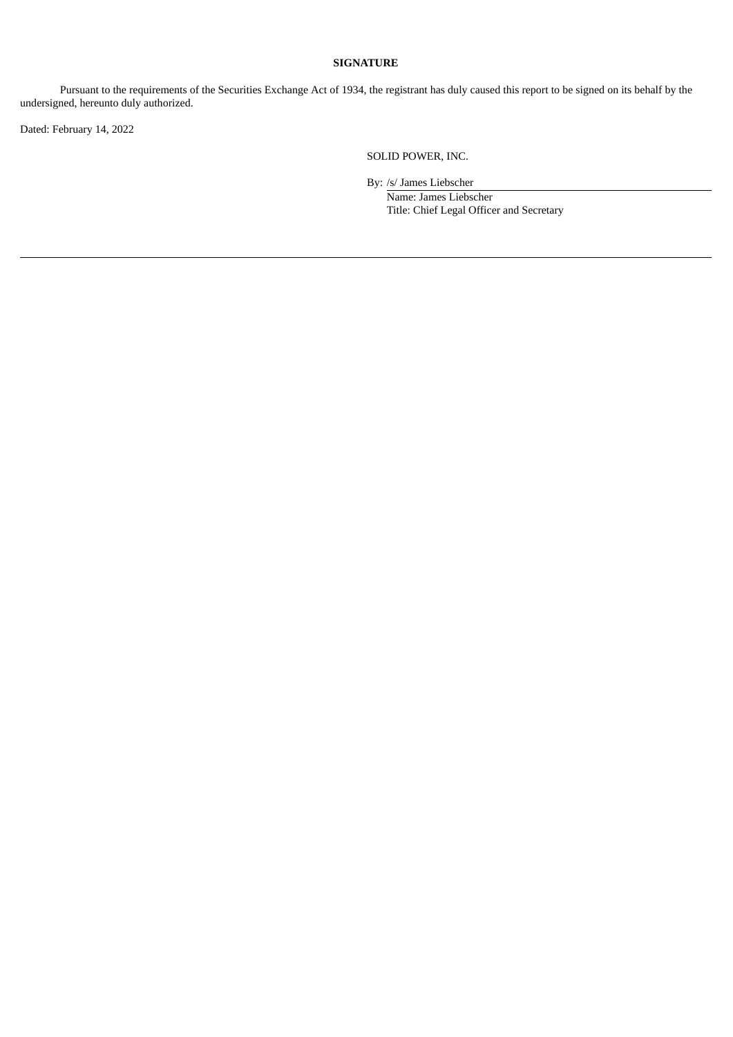**SIGNATURE**

Pursuant to the requirements of the Securities Exchange Act of 1934, the registrant has duly caused this report to be signed on its behalf by the undersigned, hereunto duly authorized.

Dated: February 14, 2022

SOLID POWER, INC.

By: /s/ James Liebscher
Name: James Liebscher
Title: Chief Legal Officer and Secretary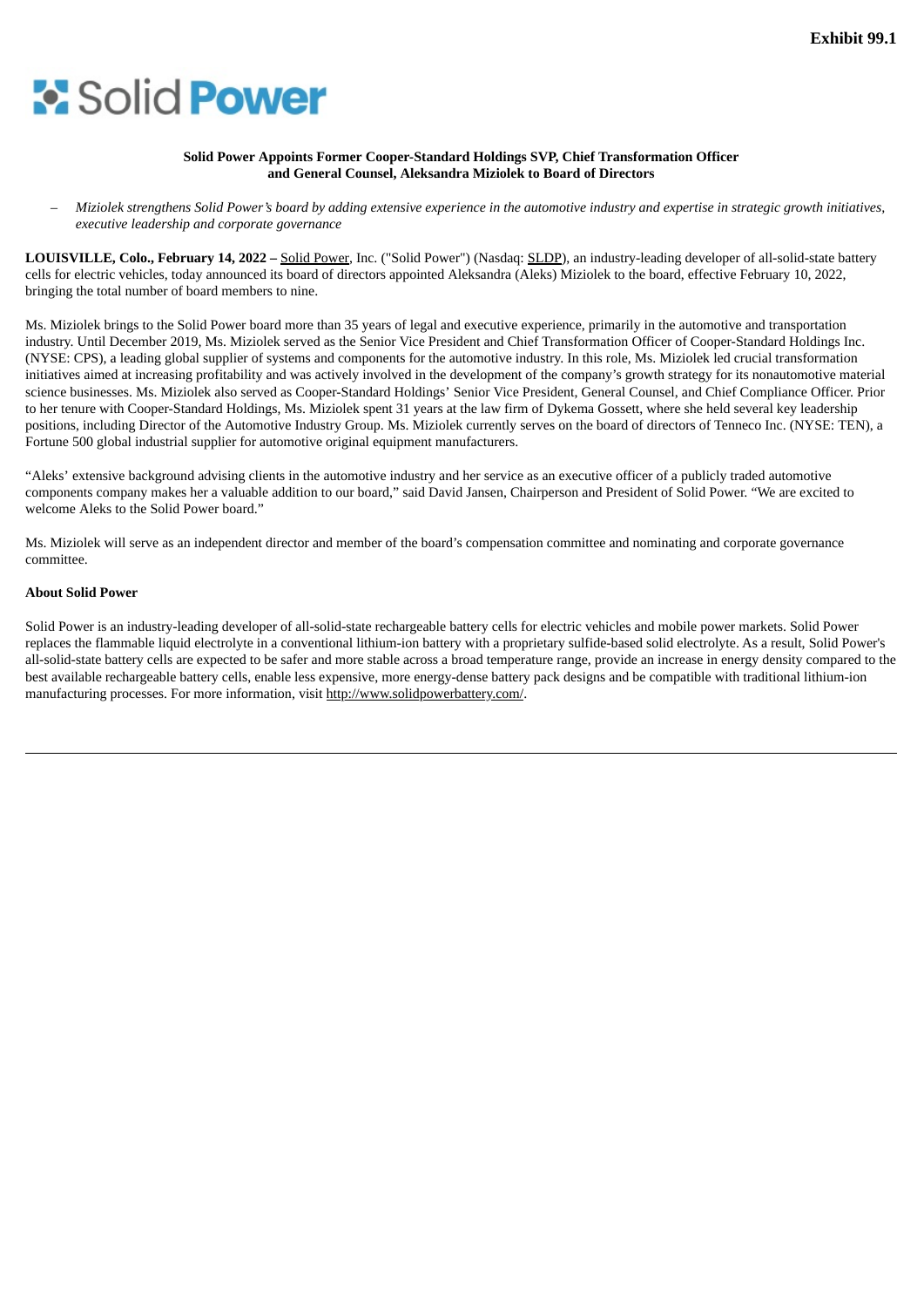**Exhibit 99.1**

Solid Power

**Solid Power Appoints Former Cooper-Standard Holdings SVP, Chief Transformation Officer and General Counsel, Aleksandra Miziolek to Board of Directors**

– *Miziolek strengthens Solid Power's board by adding extensive experience in the automotive industry and expertise in strategic growth initiatives, executive leadership and corporate governance*

**LOUISVILLE, Colo., February 14, 2022 –** Solid Power, Inc. ("Solid Power") (Nasdaq: SLDP), an industry-leading developer of all-solid-state battery cells for electric vehicles, today announced its board of directors appointed Aleksandra (Aleks) Miziolek to the board, effective February 10, 2022, bringing the total number of board members to nine.

Ms. Miziolek brings to the Solid Power board more than 35 years of legal and executive experience, primarily in the automotive and transportation industry. Until December 2019, Ms. Miziolek served as the Senior Vice President and Chief Transformation Officer of Cooper-Standard Holdings Inc. (NYSE: CPS), a leading global supplier of systems and components for the automotive industry. In this role, Ms. Miziolek led crucial transformation initiatives aimed at increasing profitability and was actively involved in the development of the company's growth strategy for its nonautomotive material science businesses. Ms. Miziolek also served as Cooper-Standard Holdings' Senior Vice President, General Counsel, and Chief Compliance Officer. Prior to her tenure with Cooper-Standard Holdings, Ms. Miziolek spent 31 years at the law firm of Dykema Gossett, where she held several key leadership positions, including Director of the Automotive Industry Group. Ms. Miziolek currently serves on the board of directors of Tenneco Inc. (NYSE: TEN), a Fortune 500 global industrial supplier for automotive original equipment manufacturers.

"Aleks' extensive background advising clients in the automotive industry and her service as an executive officer of a publicly traded automotive components company makes her a valuable addition to our board," said David Jansen, Chairperson and President of Solid Power. "We are excited to welcome Aleks to the Solid Power board."

Ms. Miziolek will serve as an independent director and member of the board's compensation committee and nominating and corporate governance committee.

**About Solid Power**

Solid Power is an industry-leading developer of all-solid-state rechargeable battery cells for electric vehicles and mobile power markets. Solid Power replaces the flammable liquid electrolyte in a conventional lithium-ion battery with a proprietary sulfide-based solid electrolyte. As a result, Solid Power's all-solid-state battery cells are expected to be safer and more stable across a broad temperature range, provide an increase in energy density compared to the best available rechargeable battery cells, enable less expensive, more energy-dense battery pack designs and be compatible with traditional lithium-ion manufacturing processes. For more information, visit http://www.solidpowerbattery.com/.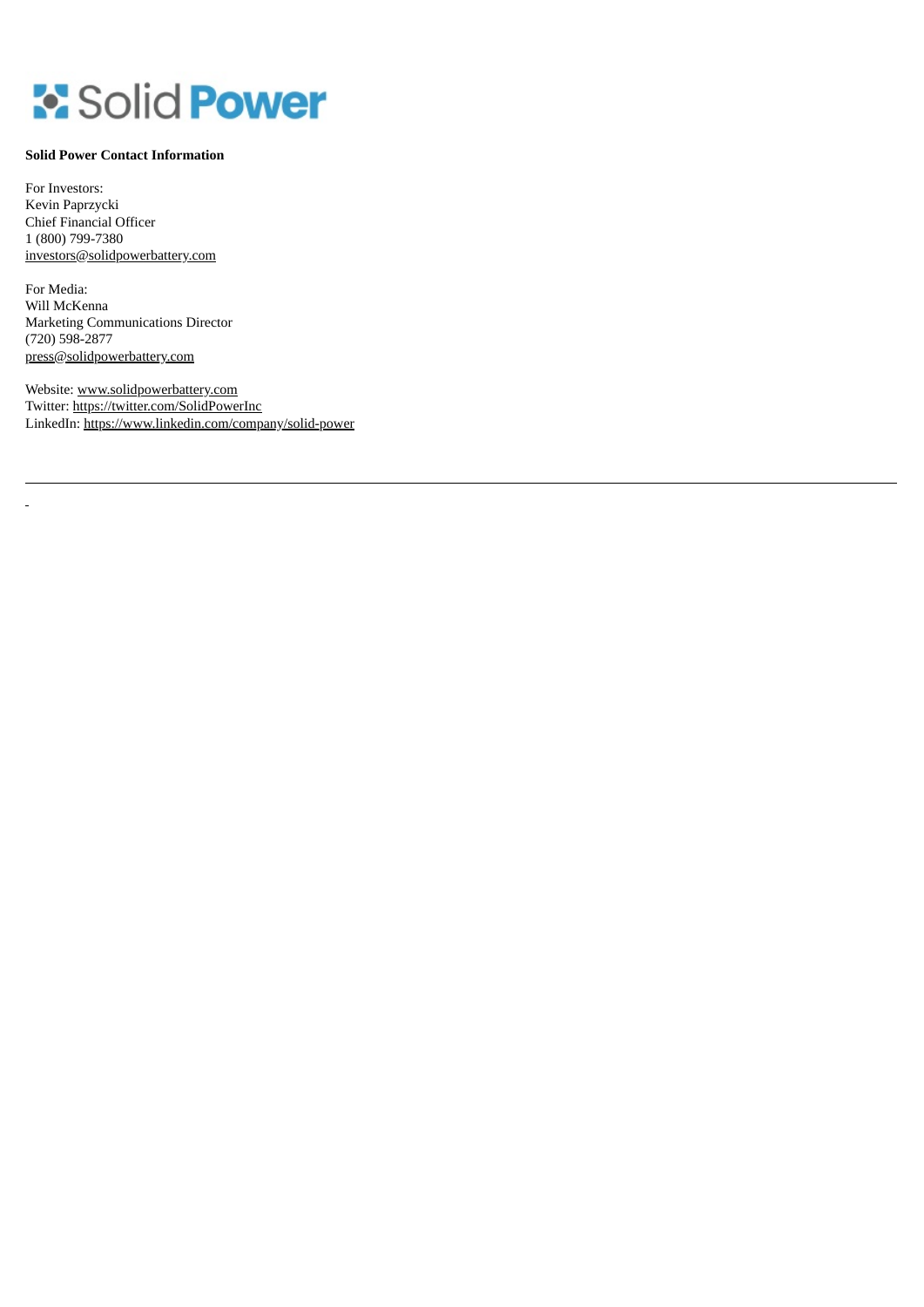**Solid Power Contact Information**

For Investors:
Kevin Paprzycki
Chief Financial Officer
1 (800) 799-7380
investors@solidpowerbattery.com

For Media:
Will McKenna
Marketing Communications Director
(720) 598-2877
press@solidpowerbattery.com

Website: www.solidpowerbattery.com
Twitter: https://twitter.com/SolidPowerInc
LinkedIn: https://www.linkedin.com/company/solid-power

---